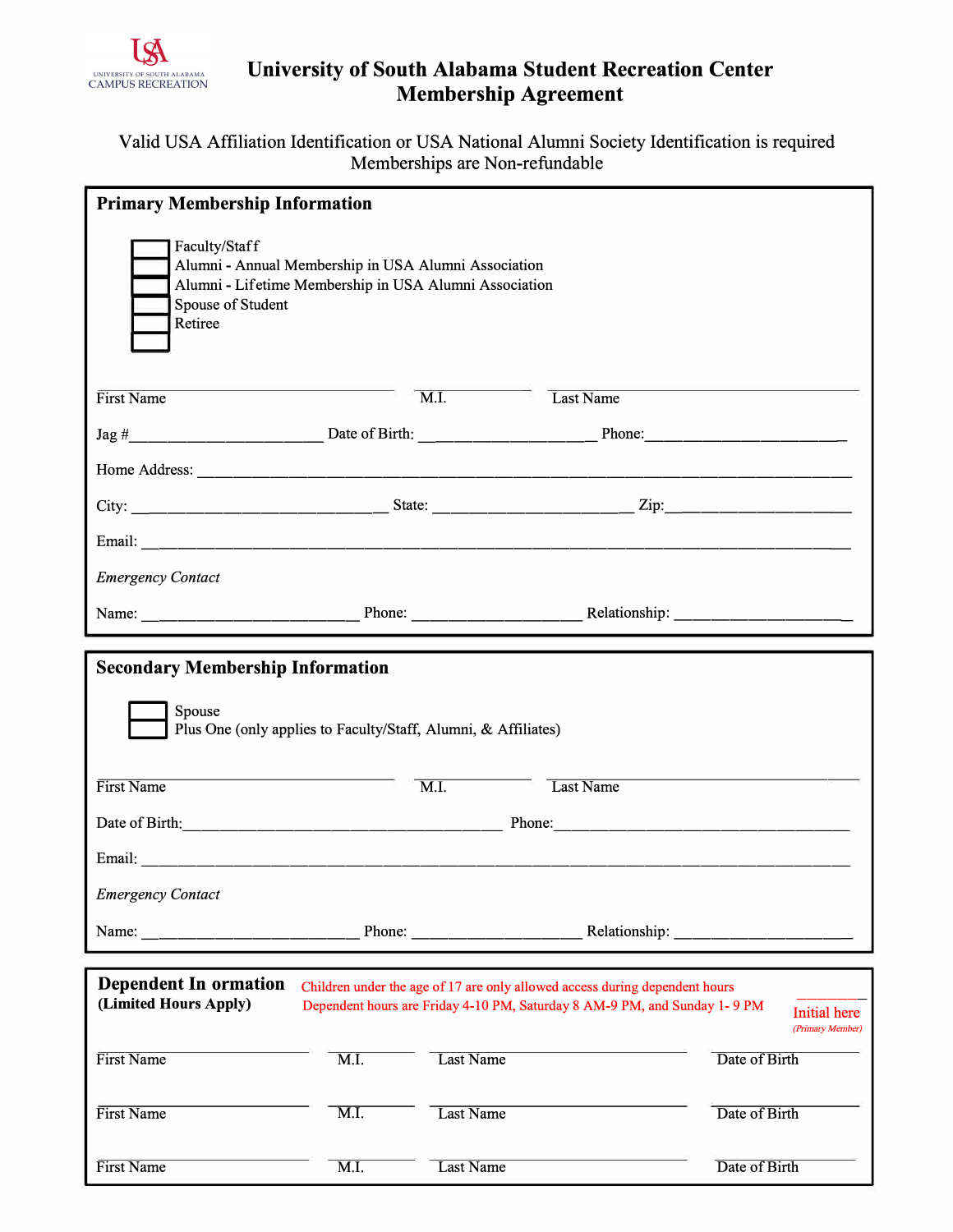UNIVERSITY OF SOUTH ALABAMA
CAMPUS RECREATION

# University of South Alabama Student Recreation Center Membership Agreement

Valid USA Affiliation Identification or USA National Alumni Society Identification is required
Memberships are Non-refundable

## Primary Membership Information

- ☐ Faculty/Staff
- ☐ Alumni - Annual Membership in USA Alumni Association
- ☐ Alumni - Lifetime Membership in USA Alumni Association
- ☐ Spouse of Student
- ☐ Retiree

First Name ____________________ M.I. ________ Last Name ____________________

Jag #______________________ Date of Birth: ____________________ Phone:________________________

Home Address: ________________________________________________________________________

City: ____________________________ State: ______________________ Zip:_____________________

Email: ______________________________________________________________________________

*Emergency Contact*

Name: ________________________ Phone: ___________________ Relationship: ____________________

## Secondary Membership Information

- ☐ Spouse
- ☐ Plus One (only applies to Faculty/Staff, Alumni, & Affiliates)

First Name ____________________ M.I. ________ Last Name ____________________

Date of Birth:____________________________________ Phone:_________________________________

Email: ______________________________________________________________________________

*Emergency Contact*

Name: ________________________ Phone: ___________________ Relationship: ____________________

## Dependent In ormation
**(Limited Hours Apply)**

Children under the age of 17 are only allowed access during dependent hours
Dependent hours are Friday 4-10 PM, Saturday 8 AM-9 PM, and Sunday 1- 9 PM

________ Initial here *(Primary Member)*

| First Name | M.I. | Last Name | Date of Birth |
|---|---|---|---|
| | | | |
| | | | |
| | | | |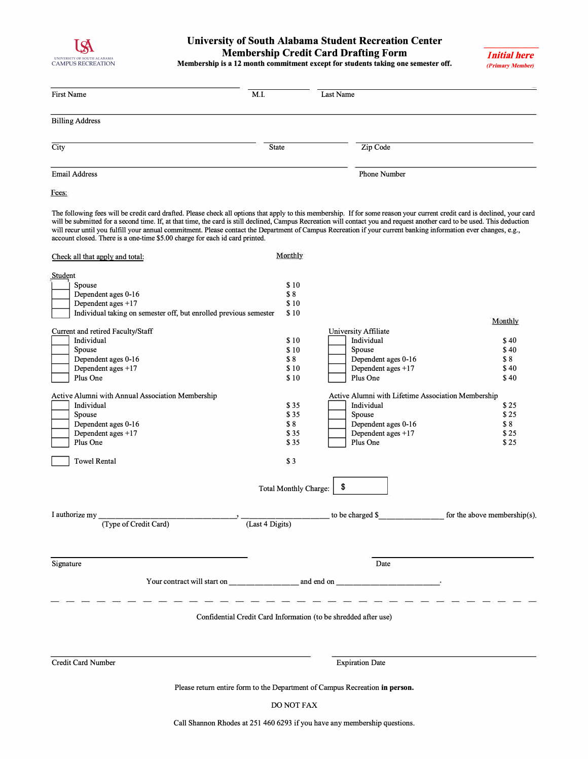# University of South Alabama Student Recreation Center
## Membership Credit Card Drafting Form

**Membership is a 12 month commitment except for students taking one semester off.**

***Initial here*** ***(Primary Member)***

First Name ____________ M.I. ____ Last Name ____________

Billing Address ____________

City ____________ State ____ Zip Code ____

Email Address ____________ Phone Number ____________

Fees:

The following fees will be credit card drafted. Please check all options that apply to this membership. If for some reason your current credit card is declined, your card will be submitted for a second time. If, at that time, the card is still declined, Campus Recreation will contact you and request another card to be used. This deduction will recur until you fulfill your annual commitment. Please contact the Department of Campus Recreation if your current banking information ever changes, e.g., account closed. There is a one-time $5.00 charge for each id card printed.

Check all that apply and total:

| Student | Monthly |
|---|---|
| ☐ Spouse | $ 10 |
| ☐ Dependent ages 0-16 | $ 8 |
| ☐ Dependent ages +17 | $ 10 |
| ☐ Individual taking on semester off, but enrolled previous semester | $ 10 |

| Current and retired Faculty/Staff | Monthly |
|---|---|
| ☐ Individual | $ 10 |
| ☐ Spouse | $ 10 |
| ☐ Dependent ages 0-16 | $ 8 |
| ☐ Dependent ages +17 | $ 10 |
| ☐ Plus One | $ 10 |

| University Affiliate | Monthly |
|---|---|
| ☐ Individual | $ 40 |
| ☐ Spouse | $ 40 |
| ☐ Dependent ages 0-16 | $ 8 |
| ☐ Dependent ages +17 | $ 40 |
| ☐ Plus One | $ 40 |

| Active Alumni with Annual Association Membership | Monthly |
|---|---|
| ☐ Individual | $ 35 |
| ☐ Spouse | $ 35 |
| ☐ Dependent ages 0-16 | $ 8 |
| ☐ Dependent ages +17 | $ 35 |
| ☐ Plus One | $ 35 |

| Active Alumni with Lifetime Association Membership | Monthly |
|---|---|
| ☐ Individual | $ 25 |
| ☐ Spouse | $ 25 |
| ☐ Dependent ages 0-16 | $ 8 |
| ☐ Dependent ages +17 | $ 25 |
| ☐ Plus One | $ 25 |

☐ Towel Rental $ 3

Total Monthly Charge: $ ________

I authorize my ______________________ (Type of Credit Card), ______________ (Last 4 Digits) to be charged $____________ for the above membership(s).

Signature ____________________ Date ____________

Your contract will start on ____________ and end on ________________.

- - - - - - - - - - - - - - - - - - - - - - - - - - - - - - - - - - - -

Confidential Credit Card Information (to be shredded after use)

Credit Card Number ____________________ Expiration Date ____________

Please return entire form to the Department of Campus Recreation **in person.**

DO NOT FAX

Call Shannon Rhodes at 251 460 6293 if you have any membership questions.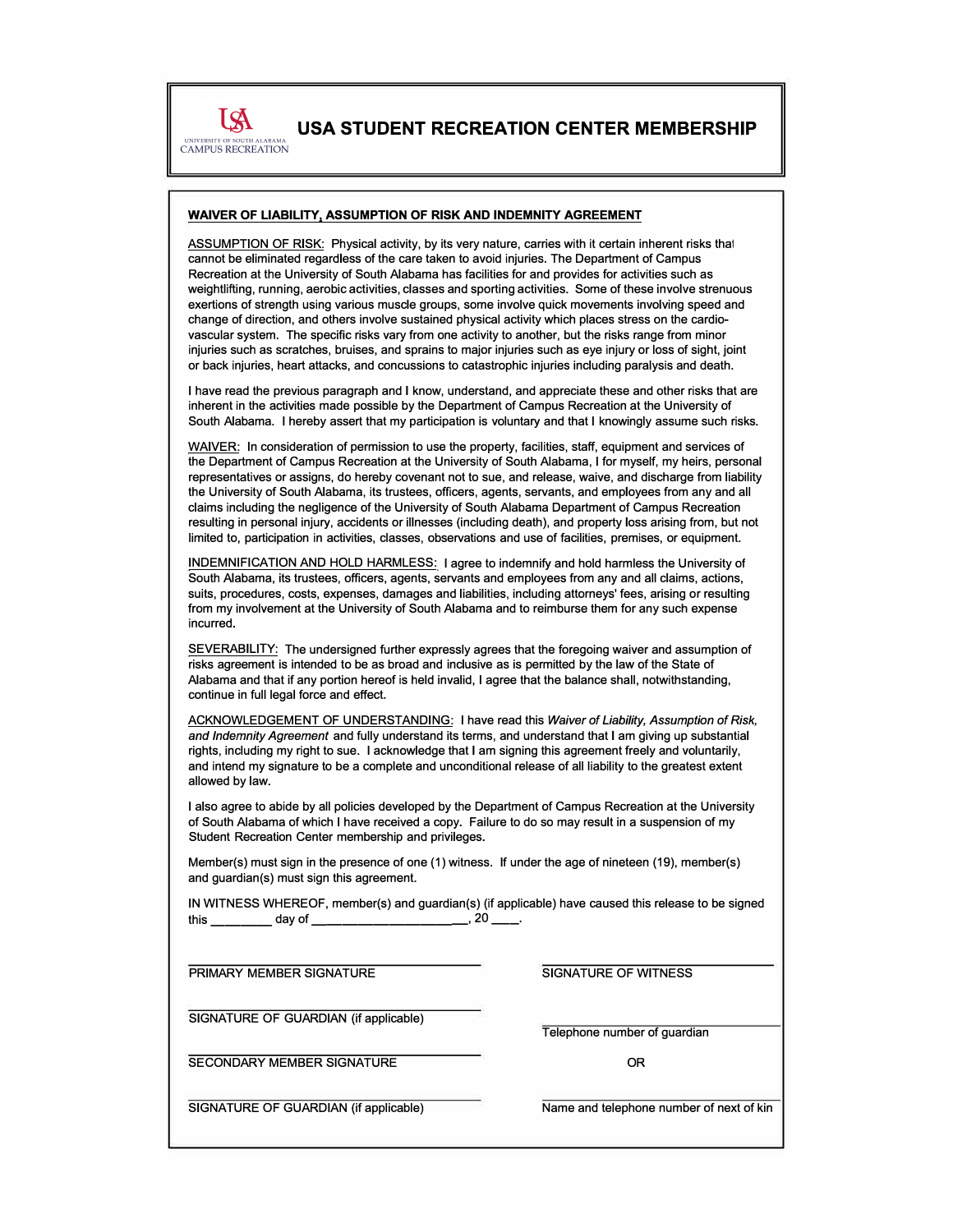USA
UNIVERSITY OF SOUTH ALABAMA
CAMPUS RECREATION

# USA STUDENT RECREATION CENTER MEMBERSHIP

**WAIVER OF LIABILITY, ASSUMPTION OF RISK AND INDEMNITY AGREEMENT**

ASSUMPTION OF RISK: Physical activity, by its very nature, carries with it certain inherent risks that cannot be eliminated regardless of the care taken to avoid injuries. The Department of Campus Recreation at the University of South Alabama has facilities for and provides for activities such as weightlifting, running, aerobic activities, classes and sporting activities. Some of these involve strenuous exertions of strength using various muscle groups, some involve quick movements involving speed and change of direction, and others involve sustained physical activity which places stress on the cardio-vascular system. The specific risks vary from one activity to another, but the risks range from minor injuries such as scratches, bruises, and sprains to major injuries such as eye injury or loss of sight, joint or back injuries, heart attacks, and concussions to catastrophic injuries including paralysis and death.

I have read the previous paragraph and I know, understand, and appreciate these and other risks that are inherent in the activities made possible by the Department of Campus Recreation at the University of South Alabama. I hereby assert that my participation is voluntary and that I knowingly assume such risks.

WAIVER: In consideration of permission to use the property, facilities, staff, equipment and services of the Department of Campus Recreation at the University of South Alabama, I for myself, my heirs, personal representatives or assigns, do hereby covenant not to sue, and release, waive, and discharge from liability the University of South Alabama, its trustees, officers, agents, servants, and employees from any and all claims including the negligence of the University of South Alabama Department of Campus Recreation resulting in personal injury, accidents or illnesses (including death), and property loss arising from, but not limited to, participation in activities, classes, observations and use of facilities, premises, or equipment.

INDEMNIFICATION AND HOLD HARMLESS: I agree to indemnify and hold harmless the University of South Alabama, its trustees, officers, agents, servants and employees from any and all claims, actions, suits, procedures, costs, expenses, damages and liabilities, including attorneys' fees, arising or resulting from my involvement at the University of South Alabama and to reimburse them for any such expense incurred.

SEVERABILITY: The undersigned further expressly agrees that the foregoing waiver and assumption of risks agreement is intended to be as broad and inclusive as is permitted by the law of the State of Alabama and that if any portion hereof is held invalid, I agree that the balance shall, notwithstanding, continue in full legal force and effect.

ACKNOWLEDGEMENT OF UNDERSTANDING: I have read this *Waiver of Liability, Assumption of Risk, and Indemnity Agreement* and fully understand its terms, and understand that I am giving up substantial rights, including my right to sue. I acknowledge that I am signing this agreement freely and voluntarily, and intend my signature to be a complete and unconditional release of all liability to the greatest extent allowed by law.

I also agree to abide by all policies developed by the Department of Campus Recreation at the University of South Alabama of which I have received a copy. Failure to do so may result in a suspension of my Student Recreation Center membership and privileges.

Member(s) must sign in the presence of one (1) witness. If under the age of nineteen (19), member(s) and guardian(s) must sign this agreement.

IN WITNESS WHEREOF, member(s) and guardian(s) (if applicable) have caused this release to be signed this ________ day of ______________________, 20 ____.

______________________________
PRIMARY MEMBER SIGNATURE

______________________________
SIGNATURE OF WITNESS

______________________________
SIGNATURE OF GUARDIAN (if applicable)

______________________________
Telephone number of guardian

______________________________
SECONDARY MEMBER SIGNATURE

OR

______________________________
SIGNATURE OF GUARDIAN (if applicable)

______________________________
Name and telephone number of next of kin